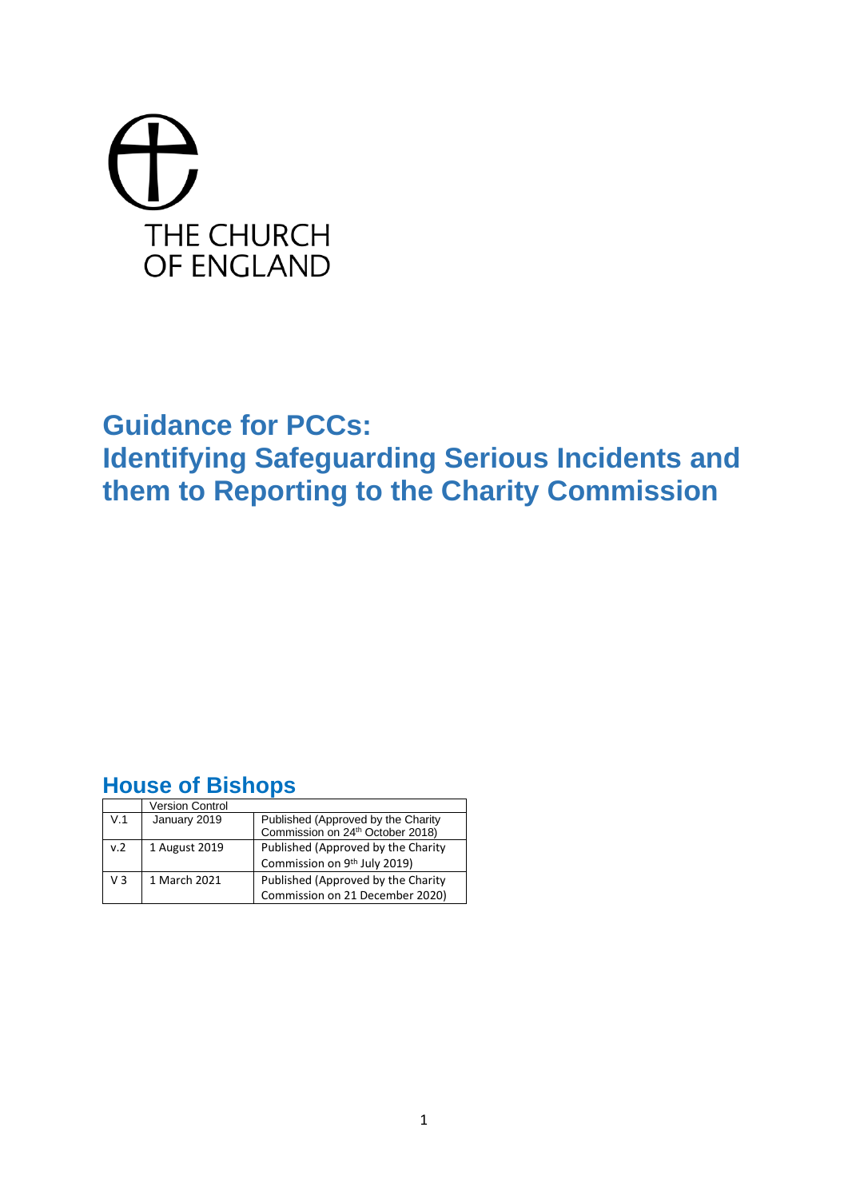THE CHURCH OF ENGLAND

# Guidance for PCCs: Identifying Safeguarding Serious Incidents and them to Reporting to the Charity Commission

## House of Bishops

| | Version Control | |
|---|---|---|
| V.1 | January 2019 | Published (Approved by the Charity Commission on 24th October 2018) |
| v.2 | 1 August 2019 | Published (Approved by the Charity Commission on 9th July 2019) |
| V 3 | 1 March 2021 | Published (Approved by the Charity Commission on 21 December 2020) |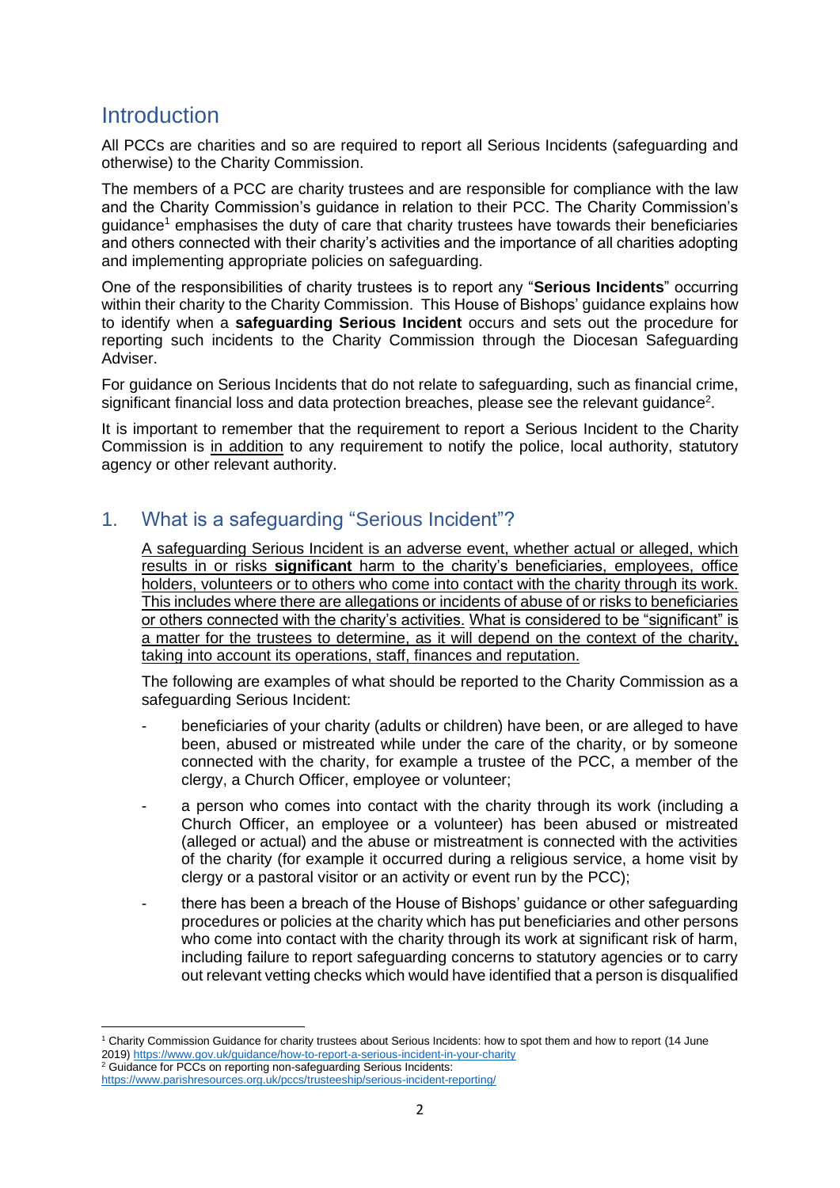## Introduction

All PCCs are charities and so are required to report all Serious Incidents (safeguarding and otherwise) to the Charity Commission.

The members of a PCC are charity trustees and are responsible for compliance with the law and the Charity Commission's guidance in relation to their PCC. The Charity Commission's guidance[1] emphasises the duty of care that charity trustees have towards their beneficiaries and others connected with their charity's activities and the importance of all charities adopting and implementing appropriate policies on safeguarding.

One of the responsibilities of charity trustees is to report any "**Serious Incidents**" occurring within their charity to the Charity Commission. This House of Bishops' guidance explains how to identify when a **safeguarding Serious Incident** occurs and sets out the procedure for reporting such incidents to the Charity Commission through the Diocesan Safeguarding Adviser.

For guidance on Serious Incidents that do not relate to safeguarding, such as financial crime, significant financial loss and data protection breaches, please see the relevant guidance[2].

It is important to remember that the requirement to report a Serious Incident to the Charity Commission is <u>in addition</u> to any requirement to notify the police, local authority, statutory agency or other relevant authority.

## 1. What is a safeguarding "Serious Incident"?

<u>A safeguarding Serious Incident is an adverse event, whether actual or alleged, which results in or risks **significant** harm to the charity's beneficiaries, employees, office holders, volunteers or to others who come into contact with the charity through its work. This includes where there are allegations or incidents of abuse of or risks to beneficiaries or others connected with the charity's activities. What is considered to be "significant" is a matter for the trustees to determine, as it will depend on the context of the charity, taking into account its operations, staff, finances and reputation.</u>

The following are examples of what should be reported to the Charity Commission as a safeguarding Serious Incident:

- beneficiaries of your charity (adults or children) have been, or are alleged to have been, abused or mistreated while under the care of the charity, or by someone connected with the charity, for example a trustee of the PCC, a member of the clergy, a Church Officer, employee or volunteer;
- a person who comes into contact with the charity through its work (including a Church Officer, an employee or a volunteer) has been abused or mistreated (alleged or actual) and the abuse or mistreatment is connected with the activities of the charity (for example it occurred during a religious service, a home visit by clergy or a pastoral visitor or an activity or event run by the PCC);
- there has been a breach of the House of Bishops' guidance or other safeguarding procedures or policies at the charity which has put beneficiaries and other persons who come into contact with the charity through its work at significant risk of harm, including failure to report safeguarding concerns to statutory agencies or to carry out relevant vetting checks which would have identified that a person is disqualified

[1] Charity Commission Guidance for charity trustees about Serious Incidents: how to spot them and how to report (14 June 2019) https://www.gov.uk/guidance/how-to-report-a-serious-incident-in-your-charity

[2] Guidance for PCCs on reporting non-safeguarding Serious Incidents: https://www.parishresources.org.uk/pccs/trusteeship/serious-incident-reporting/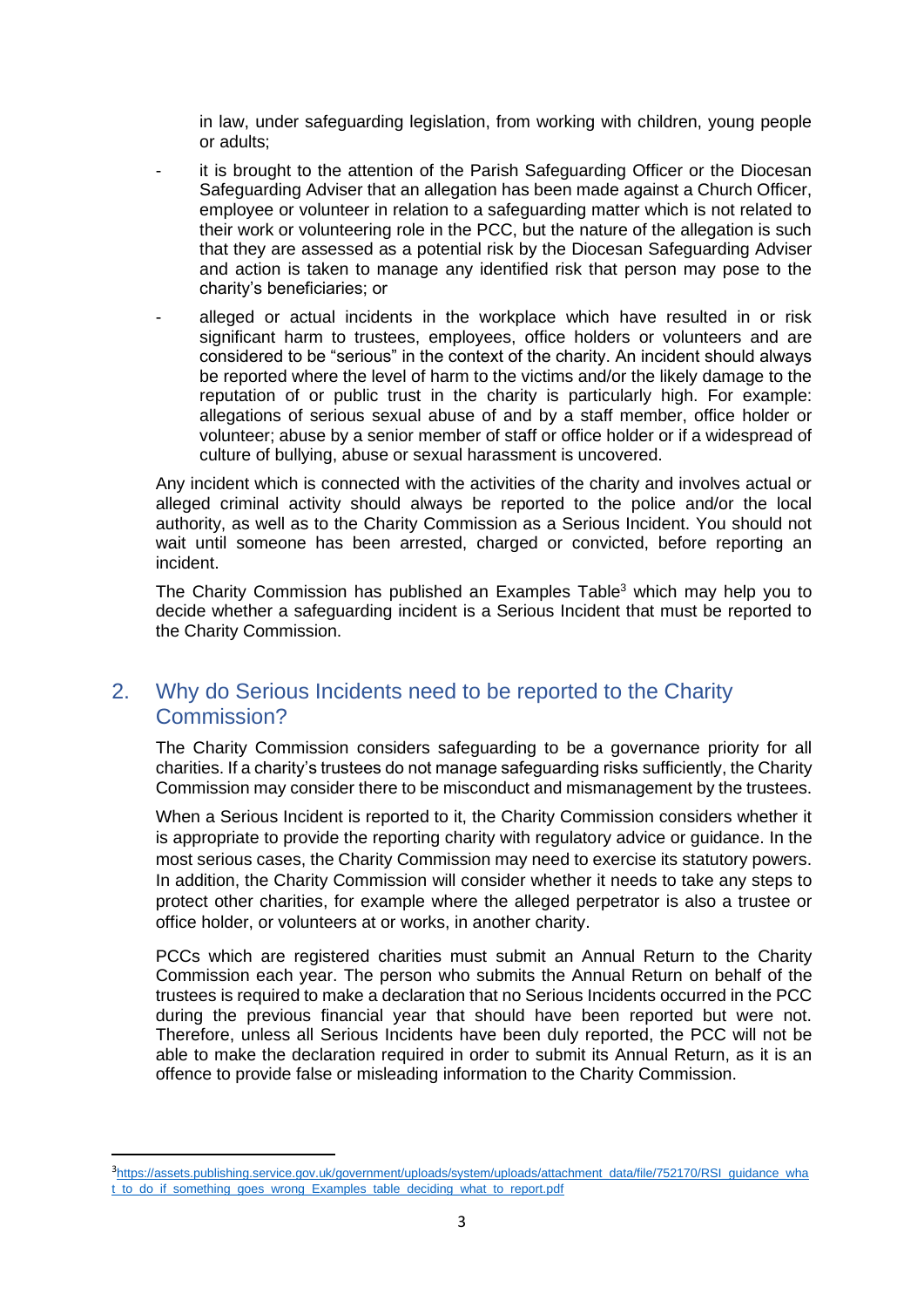in law, under safeguarding legislation, from working with children, young people or adults;

- it is brought to the attention of the Parish Safeguarding Officer or the Diocesan Safeguarding Adviser that an allegation has been made against a Church Officer, employee or volunteer in relation to a safeguarding matter which is not related to their work or volunteering role in the PCC, but the nature of the allegation is such that they are assessed as a potential risk by the Diocesan Safeguarding Adviser and action is taken to manage any identified risk that person may pose to the charity's beneficiaries; or
- alleged or actual incidents in the workplace which have resulted in or risk significant harm to trustees, employees, office holders or volunteers and are considered to be "serious" in the context of the charity. An incident should always be reported where the level of harm to the victims and/or the likely damage to the reputation of or public trust in the charity is particularly high. For example: allegations of serious sexual abuse of and by a staff member, office holder or volunteer; abuse by a senior member of staff or office holder or if a widespread of culture of bullying, abuse or sexual harassment is uncovered.

Any incident which is connected with the activities of the charity and involves actual or alleged criminal activity should always be reported to the police and/or the local authority, as well as to the Charity Commission as a Serious Incident. You should not wait until someone has been arrested, charged or convicted, before reporting an incident.

The Charity Commission has published an Examples Table[3] which may help you to decide whether a safeguarding incident is a Serious Incident that must be reported to the Charity Commission.

## 2. Why do Serious Incidents need to be reported to the Charity Commission?

The Charity Commission considers safeguarding to be a governance priority for all charities. If a charity's trustees do not manage safeguarding risks sufficiently, the Charity Commission may consider there to be misconduct and mismanagement by the trustees.

When a Serious Incident is reported to it, the Charity Commission considers whether it is appropriate to provide the reporting charity with regulatory advice or guidance. In the most serious cases, the Charity Commission may need to exercise its statutory powers. In addition, the Charity Commission will consider whether it needs to take any steps to protect other charities, for example where the alleged perpetrator is also a trustee or office holder, or volunteers at or works, in another charity.

PCCs which are registered charities must submit an Annual Return to the Charity Commission each year. The person who submits the Annual Return on behalf of the trustees is required to make a declaration that no Serious Incidents occurred in the PCC during the previous financial year that should have been reported but were not. Therefore, unless all Serious Incidents have been duly reported, the PCC will not be able to make the declaration required in order to submit its Annual Return, as it is an offence to provide false or misleading information to the Charity Commission.

---

[3] https://assets.publishing.service.gov.uk/government/uploads/system/uploads/attachment_data/file/752170/RSI_guidance_what_to_do_if_something_goes_wrong_Examples_table_deciding_what_to_report.pdf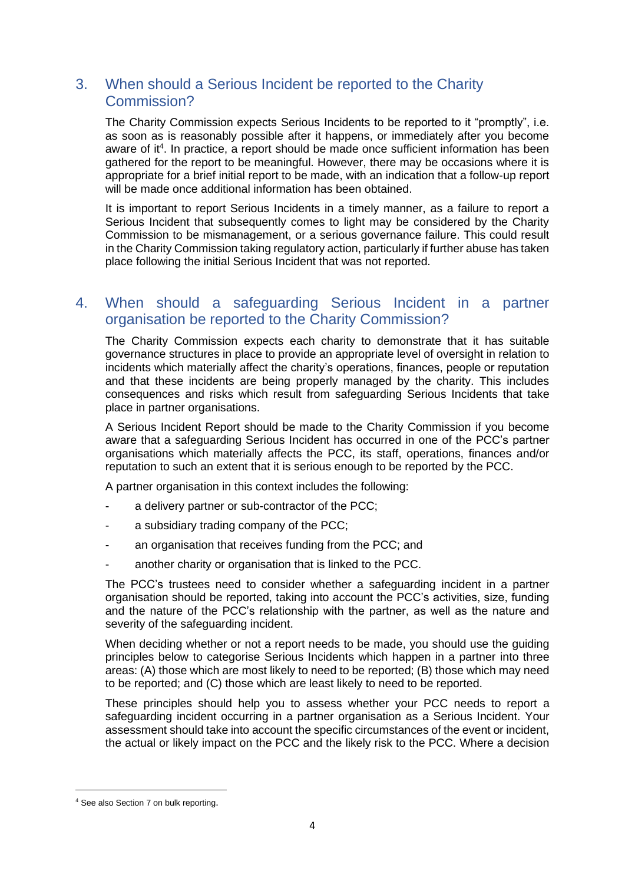## 3. When should a Serious Incident be reported to the Charity Commission?

The Charity Commission expects Serious Incidents to be reported to it "promptly", i.e. as soon as is reasonably possible after it happens, or immediately after you become aware of it[4]. In practice, a report should be made once sufficient information has been gathered for the report to be meaningful. However, there may be occasions where it is appropriate for a brief initial report to be made, with an indication that a follow-up report will be made once additional information has been obtained.

It is important to report Serious Incidents in a timely manner, as a failure to report a Serious Incident that subsequently comes to light may be considered by the Charity Commission to be mismanagement, or a serious governance failure. This could result in the Charity Commission taking regulatory action, particularly if further abuse has taken place following the initial Serious Incident that was not reported.

## 4. When should a safeguarding Serious Incident in a partner organisation be reported to the Charity Commission?

The Charity Commission expects each charity to demonstrate that it has suitable governance structures in place to provide an appropriate level of oversight in relation to incidents which materially affect the charity's operations, finances, people or reputation and that these incidents are being properly managed by the charity. This includes consequences and risks which result from safeguarding Serious Incidents that take place in partner organisations.

A Serious Incident Report should be made to the Charity Commission if you become aware that a safeguarding Serious Incident has occurred in one of the PCC's partner organisations which materially affects the PCC, its staff, operations, finances and/or reputation to such an extent that it is serious enough to be reported by the PCC.

A partner organisation in this context includes the following:

- a delivery partner or sub-contractor of the PCC;
- a subsidiary trading company of the PCC;
- an organisation that receives funding from the PCC; and
- another charity or organisation that is linked to the PCC.

The PCC's trustees need to consider whether a safeguarding incident in a partner organisation should be reported, taking into account the PCC's activities, size, funding and the nature of the PCC's relationship with the partner, as well as the nature and severity of the safeguarding incident.

When deciding whether or not a report needs to be made, you should use the guiding principles below to categorise Serious Incidents which happen in a partner into three areas: (A) those which are most likely to need to be reported; (B) those which may need to be reported; and (C) those which are least likely to need to be reported.

These principles should help you to assess whether your PCC needs to report a safeguarding incident occurring in a partner organisation as a Serious Incident. Your assessment should take into account the specific circumstances of the event or incident, the actual or likely impact on the PCC and the likely risk to the PCC. Where a decision

[4] See also Section 7 on bulk reporting.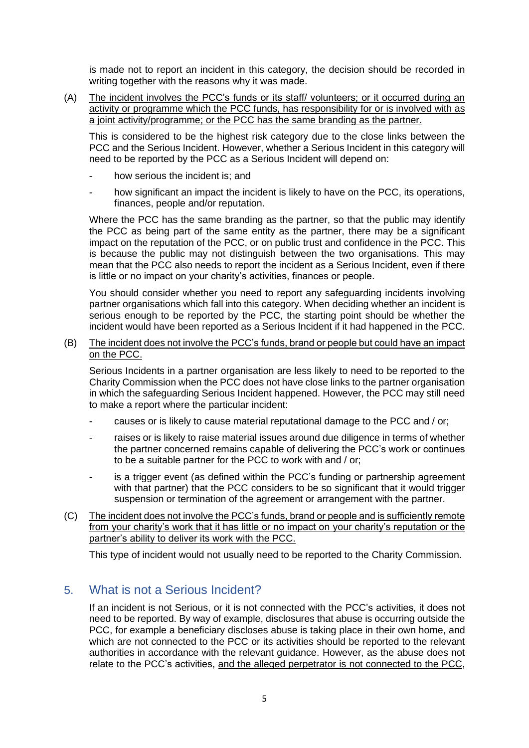is made not to report an incident in this category, the decision should be recorded in writing together with the reasons why it was made.

(A) <u>The incident involves the PCC's funds or its staff/ volunteers; or it occurred during an activity or programme which the PCC funds, has responsibility for or is involved with as a joint activity/programme; or the PCC has the same branding as the partner.</u>

This is considered to be the highest risk category due to the close links between the PCC and the Serious Incident. However, whether a Serious Incident in this category will need to be reported by the PCC as a Serious Incident will depend on:

- how serious the incident is; and
- how significant an impact the incident is likely to have on the PCC, its operations, finances, people and/or reputation.

Where the PCC has the same branding as the partner, so that the public may identify the PCC as being part of the same entity as the partner, there may be a significant impact on the reputation of the PCC, or on public trust and confidence in the PCC. This is because the public may not distinguish between the two organisations. This may mean that the PCC also needs to report the incident as a Serious Incident, even if there is little or no impact on your charity's activities, finances or people.

You should consider whether you need to report any safeguarding incidents involving partner organisations which fall into this category. When deciding whether an incident is serious enough to be reported by the PCC, the starting point should be whether the incident would have been reported as a Serious Incident if it had happened in the PCC.

(B) <u>The incident does not involve the PCC's funds, brand or people but could have an impact on the PCC.</u>

Serious Incidents in a partner organisation are less likely to need to be reported to the Charity Commission when the PCC does not have close links to the partner organisation in which the safeguarding Serious Incident happened. However, the PCC may still need to make a report where the particular incident:

- causes or is likely to cause material reputational damage to the PCC and / or;
- raises or is likely to raise material issues around due diligence in terms of whether the partner concerned remains capable of delivering the PCC's work or continues to be a suitable partner for the PCC to work with and / or;
- is a trigger event (as defined within the PCC's funding or partnership agreement with that partner) that the PCC considers to be so significant that it would trigger suspension or termination of the agreement or arrangement with the partner.

(C) <u>The incident does not involve the PCC's funds, brand or people and is sufficiently remote from your charity's work that it has little or no impact on your charity's reputation or the partner's ability to deliver its work with the PCC.</u>

This type of incident would not usually need to be reported to the Charity Commission.

## 5. What is not a Serious Incident?

If an incident is not Serious, or it is not connected with the PCC's activities, it does not need to be reported. By way of example, disclosures that abuse is occurring outside the PCC, for example a beneficiary discloses abuse is taking place in their own home, and which are not connected to the PCC or its activities should be reported to the relevant authorities in accordance with the relevant guidance. However, as the abuse does not relate to the PCC's activities, <u>and the alleged perpetrator is not connected to the PCC</u>,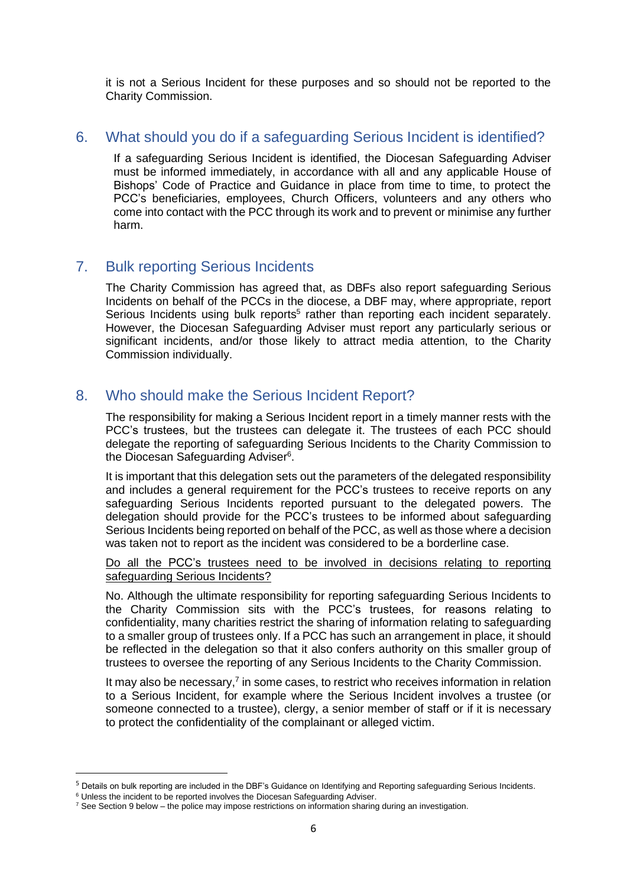it is not a Serious Incident for these purposes and so should not be reported to the Charity Commission.

## 6. What should you do if a safeguarding Serious Incident is identified?

If a safeguarding Serious Incident is identified, the Diocesan Safeguarding Adviser must be informed immediately, in accordance with all and any applicable House of Bishops' Code of Practice and Guidance in place from time to time, to protect the PCC's beneficiaries, employees, Church Officers, volunteers and any others who come into contact with the PCC through its work and to prevent or minimise any further harm.

## 7. Bulk reporting Serious Incidents

The Charity Commission has agreed that, as DBFs also report safeguarding Serious Incidents on behalf of the PCCs in the diocese, a DBF may, where appropriate, report Serious Incidents using bulk reports[5] rather than reporting each incident separately. However, the Diocesan Safeguarding Adviser must report any particularly serious or significant incidents, and/or those likely to attract media attention, to the Charity Commission individually.

## 8. Who should make the Serious Incident Report?

The responsibility for making a Serious Incident report in a timely manner rests with the PCC's trustees, but the trustees can delegate it. The trustees of each PCC should delegate the reporting of safeguarding Serious Incidents to the Charity Commission to the Diocesan Safeguarding Adviser[6].

It is important that this delegation sets out the parameters of the delegated responsibility and includes a general requirement for the PCC's trustees to receive reports on any safeguarding Serious Incidents reported pursuant to the delegated powers. The delegation should provide for the PCC's trustees to be informed about safeguarding Serious Incidents being reported on behalf of the PCC, as well as those where a decision was taken not to report as the incident was considered to be a borderline case.

<u>Do all the PCC's trustees need to be involved in decisions relating to reporting safeguarding Serious Incidents?</u>

No. Although the ultimate responsibility for reporting safeguarding Serious Incidents to the Charity Commission sits with the PCC's trustees, for reasons relating to confidentiality, many charities restrict the sharing of information relating to safeguarding to a smaller group of trustees only. If a PCC has such an arrangement in place, it should be reflected in the delegation so that it also confers authority on this smaller group of trustees to oversee the reporting of any Serious Incidents to the Charity Commission.

It may also be necessary,[7] in some cases, to restrict who receives information in relation to a Serious Incident, for example where the Serious Incident involves a trustee (or someone connected to a trustee), clergy, a senior member of staff or if it is necessary to protect the confidentiality of the complainant or alleged victim.

---

[5] Details on bulk reporting are included in the DBF's Guidance on Identifying and Reporting safeguarding Serious Incidents.

[6] Unless the incident to be reported involves the Diocesan Safeguarding Adviser.

[7] See Section 9 below – the police may impose restrictions on information sharing during an investigation.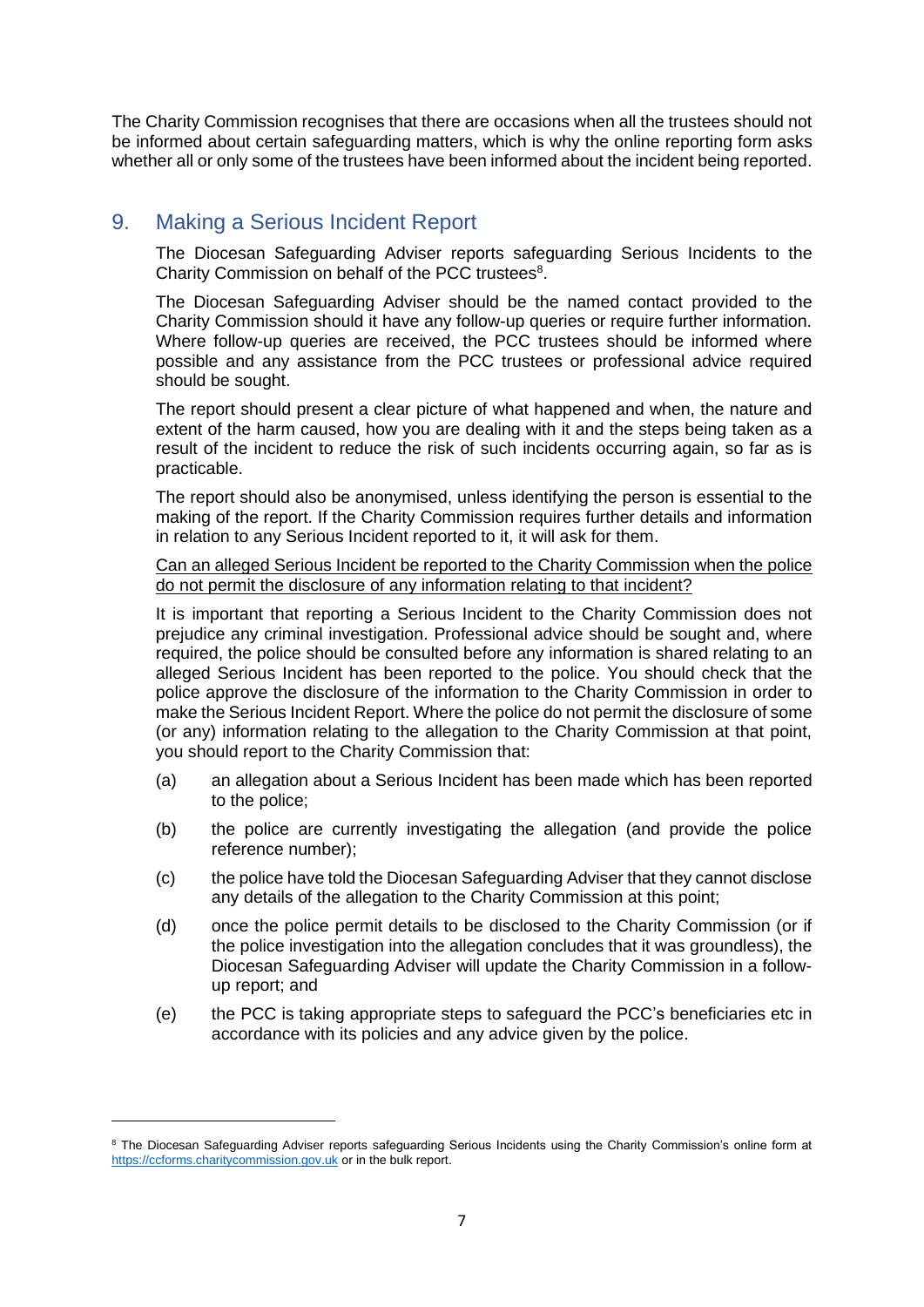The Charity Commission recognises that there are occasions when all the trustees should not be informed about certain safeguarding matters, which is why the online reporting form asks whether all or only some of the trustees have been informed about the incident being reported.

## 9. Making a Serious Incident Report

The Diocesan Safeguarding Adviser reports safeguarding Serious Incidents to the Charity Commission on behalf of the PCC trustees[8].

The Diocesan Safeguarding Adviser should be the named contact provided to the Charity Commission should it have any follow-up queries or require further information. Where follow-up queries are received, the PCC trustees should be informed where possible and any assistance from the PCC trustees or professional advice required should be sought.

The report should present a clear picture of what happened and when, the nature and extent of the harm caused, how you are dealing with it and the steps being taken as a result of the incident to reduce the risk of such incidents occurring again, so far as is practicable.

The report should also be anonymised, unless identifying the person is essential to the making of the report. If the Charity Commission requires further details and information in relation to any Serious Incident reported to it, it will ask for them.

<u>Can an alleged Serious Incident be reported to the Charity Commission when the police do not permit the disclosure of any information relating to that incident?</u>

It is important that reporting a Serious Incident to the Charity Commission does not prejudice any criminal investigation. Professional advice should be sought and, where required, the police should be consulted before any information is shared relating to an alleged Serious Incident has been reported to the police. You should check that the police approve the disclosure of the information to the Charity Commission in order to make the Serious Incident Report. Where the police do not permit the disclosure of some (or any) information relating to the allegation to the Charity Commission at that point, you should report to the Charity Commission that:

(a) an allegation about a Serious Incident has been made which has been reported to the police;

(b) the police are currently investigating the allegation (and provide the police reference number);

(c) the police have told the Diocesan Safeguarding Adviser that they cannot disclose any details of the allegation to the Charity Commission at this point;

(d) once the police permit details to be disclosed to the Charity Commission (or if the police investigation into the allegation concludes that it was groundless), the Diocesan Safeguarding Adviser will update the Charity Commission in a follow-up report; and

(e) the PCC is taking appropriate steps to safeguard the PCC's beneficiaries etc in accordance with its policies and any advice given by the police.

---

[8] The Diocesan Safeguarding Adviser reports safeguarding Serious Incidents using the Charity Commission's online form at https://ccforms.charitycommission.gov.uk or in the bulk report.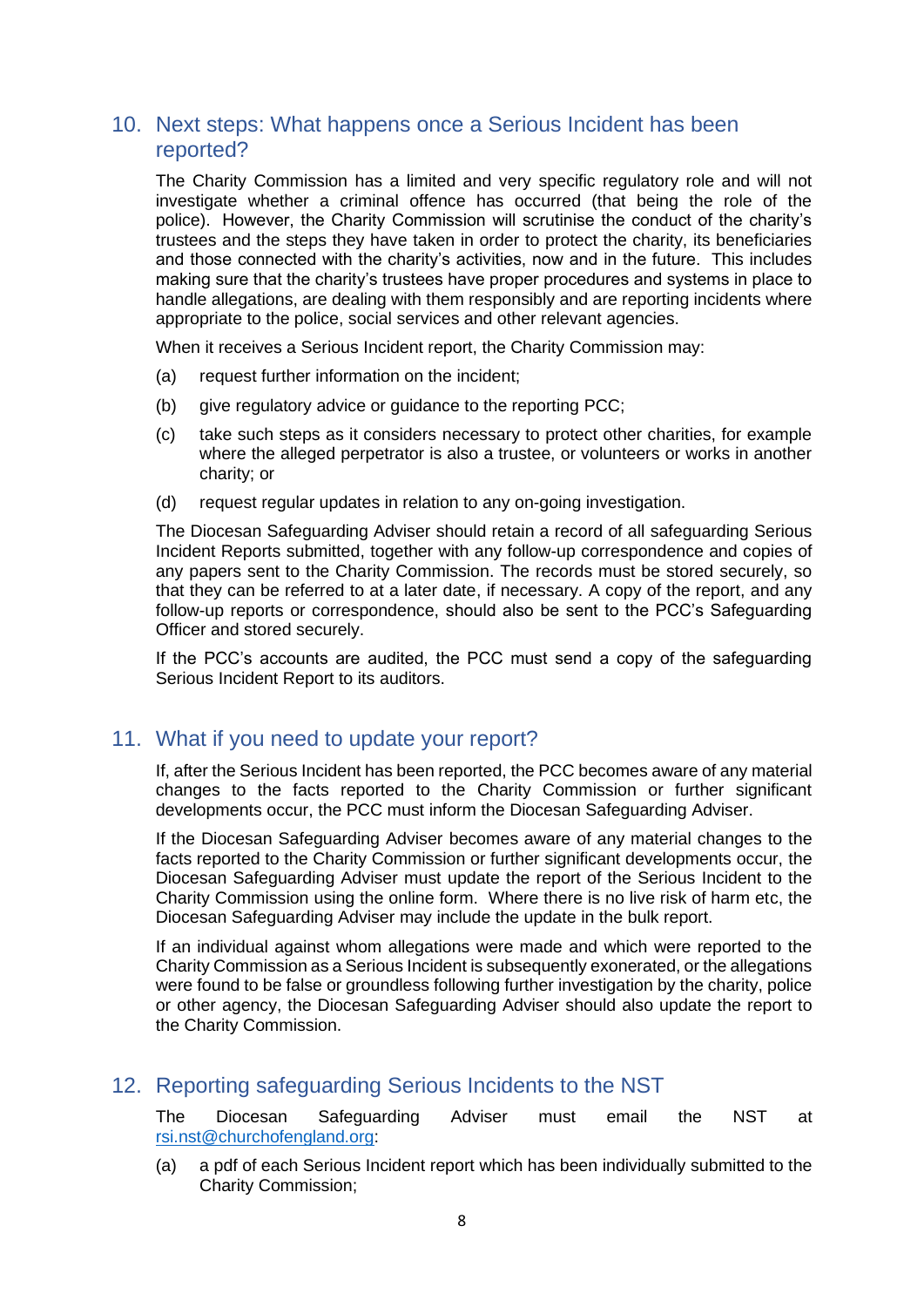## 10. Next steps: What happens once a Serious Incident has been reported?

The Charity Commission has a limited and very specific regulatory role and will not investigate whether a criminal offence has occurred (that being the role of the police). However, the Charity Commission will scrutinise the conduct of the charity's trustees and the steps they have taken in order to protect the charity, its beneficiaries and those connected with the charity's activities, now and in the future. This includes making sure that the charity's trustees have proper procedures and systems in place to handle allegations, are dealing with them responsibly and are reporting incidents where appropriate to the police, social services and other relevant agencies.

When it receives a Serious Incident report, the Charity Commission may:

(a) request further information on the incident;

(b) give regulatory advice or guidance to the reporting PCC;

(c) take such steps as it considers necessary to protect other charities, for example where the alleged perpetrator is also a trustee, or volunteers or works in another charity; or

(d) request regular updates in relation to any on-going investigation.

The Diocesan Safeguarding Adviser should retain a record of all safeguarding Serious Incident Reports submitted, together with any follow-up correspondence and copies of any papers sent to the Charity Commission. The records must be stored securely, so that they can be referred to at a later date, if necessary. A copy of the report, and any follow-up reports or correspondence, should also be sent to the PCC's Safeguarding Officer and stored securely.

If the PCC's accounts are audited, the PCC must send a copy of the safeguarding Serious Incident Report to its auditors.

## 11. What if you need to update your report?

If, after the Serious Incident has been reported, the PCC becomes aware of any material changes to the facts reported to the Charity Commission or further significant developments occur, the PCC must inform the Diocesan Safeguarding Adviser.

If the Diocesan Safeguarding Adviser becomes aware of any material changes to the facts reported to the Charity Commission or further significant developments occur, the Diocesan Safeguarding Adviser must update the report of the Serious Incident to the Charity Commission using the online form. Where there is no live risk of harm etc, the Diocesan Safeguarding Adviser may include the update in the bulk report.

If an individual against whom allegations were made and which were reported to the Charity Commission as a Serious Incident is subsequently exonerated, or the allegations were found to be false or groundless following further investigation by the charity, police or other agency, the Diocesan Safeguarding Adviser should also update the report to the Charity Commission.

## 12. Reporting safeguarding Serious Incidents to the NST

The Diocesan Safeguarding Adviser must email the NST at rsi.nst@churchofengland.org:

(a) a pdf of each Serious Incident report which has been individually submitted to the Charity Commission;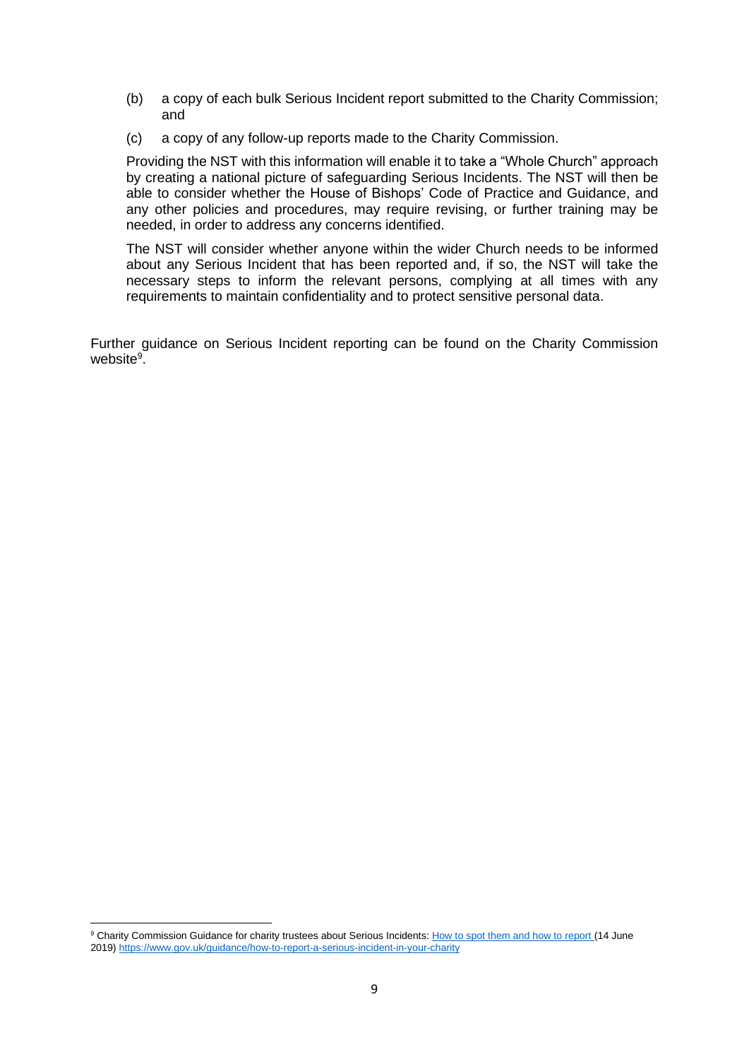(b) a copy of each bulk Serious Incident report submitted to the Charity Commission; and

(c) a copy of any follow-up reports made to the Charity Commission.

Providing the NST with this information will enable it to take a "Whole Church" approach by creating a national picture of safeguarding Serious Incidents. The NST will then be able to consider whether the House of Bishops' Code of Practice and Guidance, and any other policies and procedures, may require revising, or further training may be needed, in order to address any concerns identified.

The NST will consider whether anyone within the wider Church needs to be informed about any Serious Incident that has been reported and, if so, the NST will take the necessary steps to inform the relevant persons, complying at all times with any requirements to maintain confidentiality and to protect sensitive personal data.

Further guidance on Serious Incident reporting can be found on the Charity Commission website[9].

---

[9] Charity Commission Guidance for charity trustees about Serious Incidents: [How to spot them and how to report](https://www.gov.uk/guidance/how-to-report-a-serious-incident-in-your-charity) (14 June 2019) https://www.gov.uk/guidance/how-to-report-a-serious-incident-in-your-charity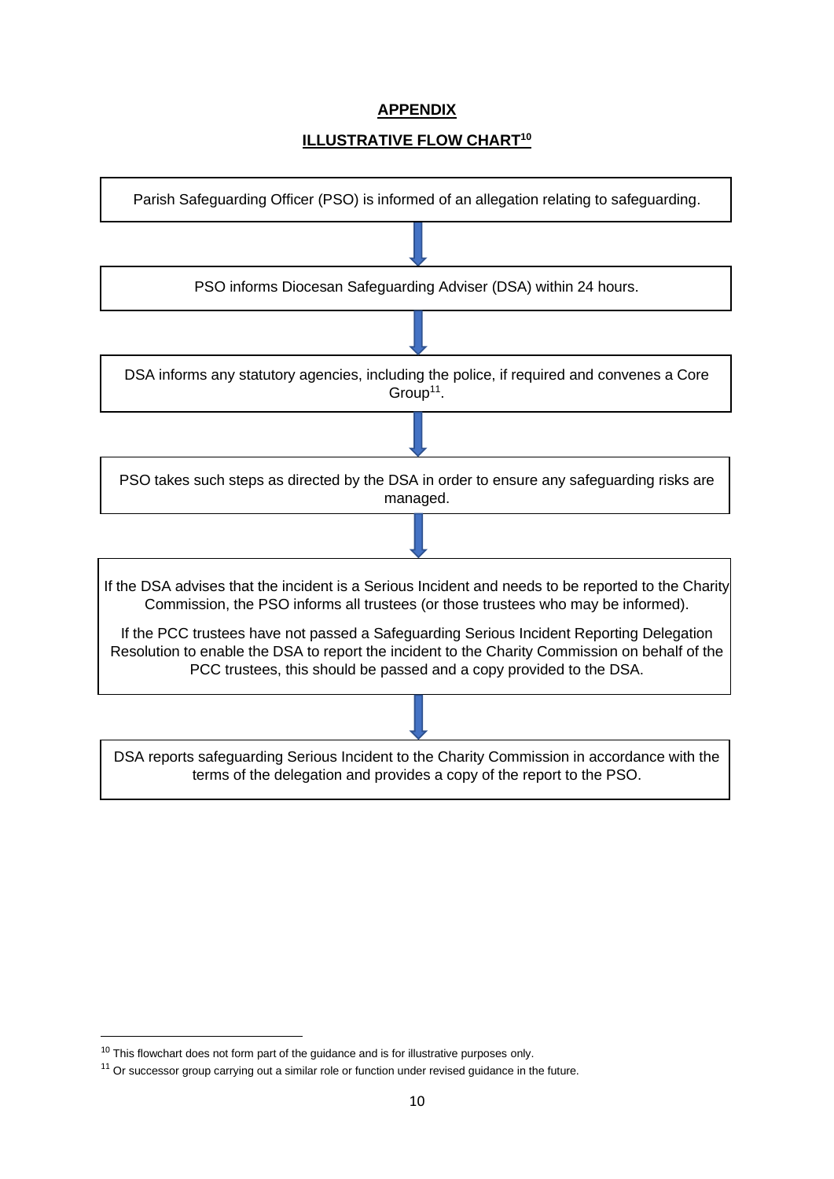## APPENDIX

## ILLUSTRATIVE FLOW CHART[10]

Parish Safeguarding Officer (PSO) is informed of an allegation relating to safeguarding.

↓

PSO informs Diocesan Safeguarding Adviser (DSA) within 24 hours.

↓

DSA informs any statutory agencies, including the police, if required and convenes a Core Group[11].

↓

PSO takes such steps as directed by the DSA in order to ensure any safeguarding risks are managed.

↓

If the DSA advises that the incident is a Serious Incident and needs to be reported to the Charity Commission, the PSO informs all trustees (or those trustees who may be informed).

If the PCC trustees have not passed a Safeguarding Serious Incident Reporting Delegation Resolution to enable the DSA to report the incident to the Charity Commission on behalf of the PCC trustees, this should be passed and a copy provided to the DSA.

↓

DSA reports safeguarding Serious Incident to the Charity Commission in accordance with the terms of the delegation and provides a copy of the report to the PSO.

---

[10] This flowchart does not form part of the guidance and is for illustrative purposes only.

[11] Or successor group carrying out a similar role or function under revised guidance in the future.